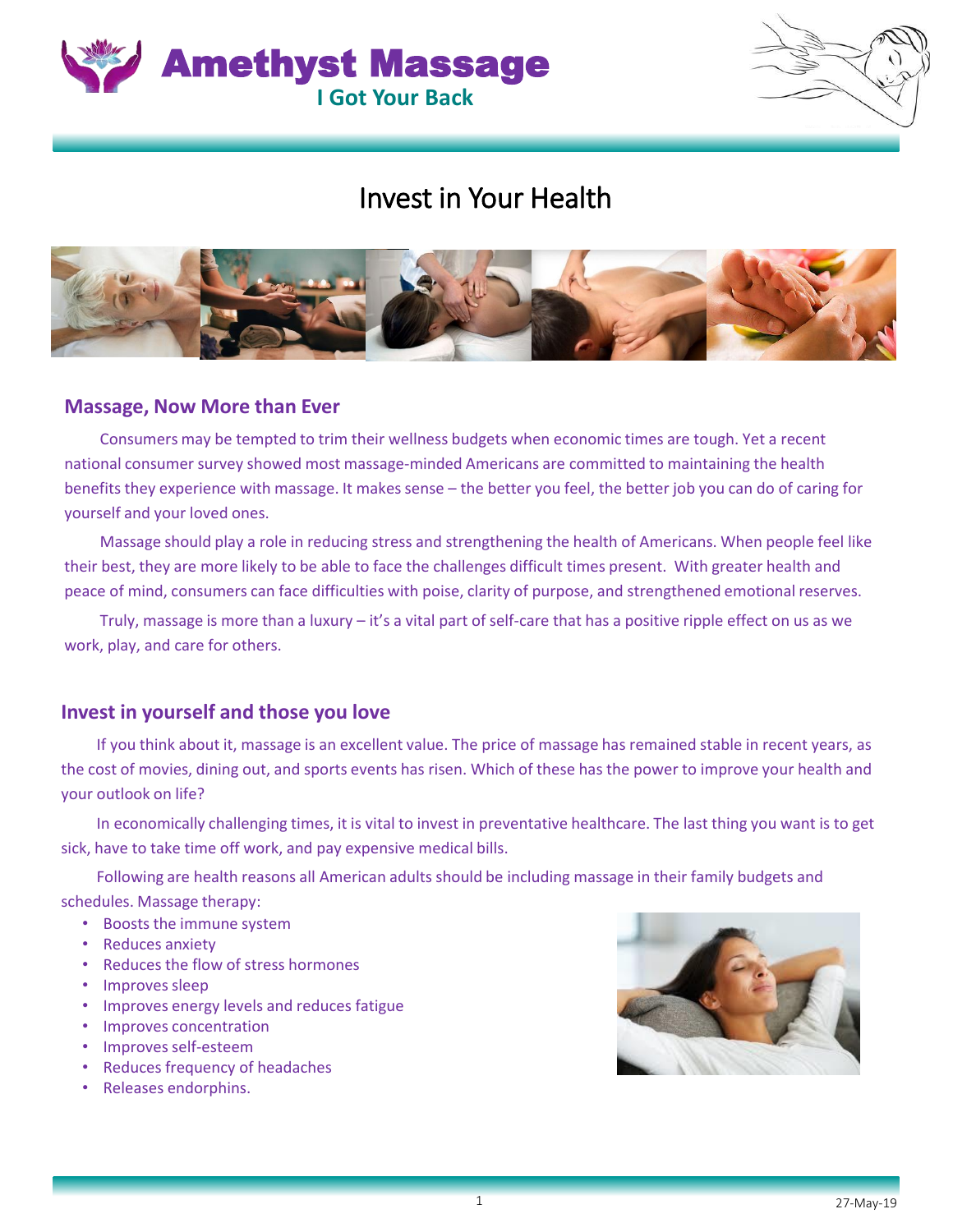# Amethyst Massage

**I Got Your Back**

## Invest in Your Health

### Massage, Now More than Ever

Consumers may be tempted to trim their wellness budgets when economic times are tough. Yet a recent national consumer survey showed most massage-minded Americans are committed to maintaining the health benefits they experience with massage. It makes sense – the better you feel, the better job you can do of caring for yourself and your loved ones.

Massage should play a role in reducing stress and strengthening the health of Americans. When people feel like their best, they are more likely to be able to face the challenges difficult times present. With greater health and peace of mind, consumers can face difficulties with poise, clarity of purpose, and strengthened emotional reserves.

Truly, massage is more than a luxury – it's a vital part of self-care that has a positive ripple effect on us as we work, play, and care for others.

### Invest in yourself and those you love

If you think about it, massage is an excellent value. The price of massage has remained stable in recent years, as the cost of movies, dining out, and sports events has risen. Which of these has the power to improve your health and your outlook on life?

In economically challenging times, it is vital to invest in preventative healthcare. The last thing you want is to get sick, have to take time off work, and pay expensive medical bills.

Following are health reasons all American adults should be including massage in their family budgets and schedules. Massage therapy:

- Boosts the immune system
- Reduces anxiety
- Reduces the flow of stress hormones
- Improves sleep
- Improves energy levels and reduces fatigue
- Improves concentration
- Improves self-esteem
- Reduces frequency of headaches
- Releases endorphins.

27-May-19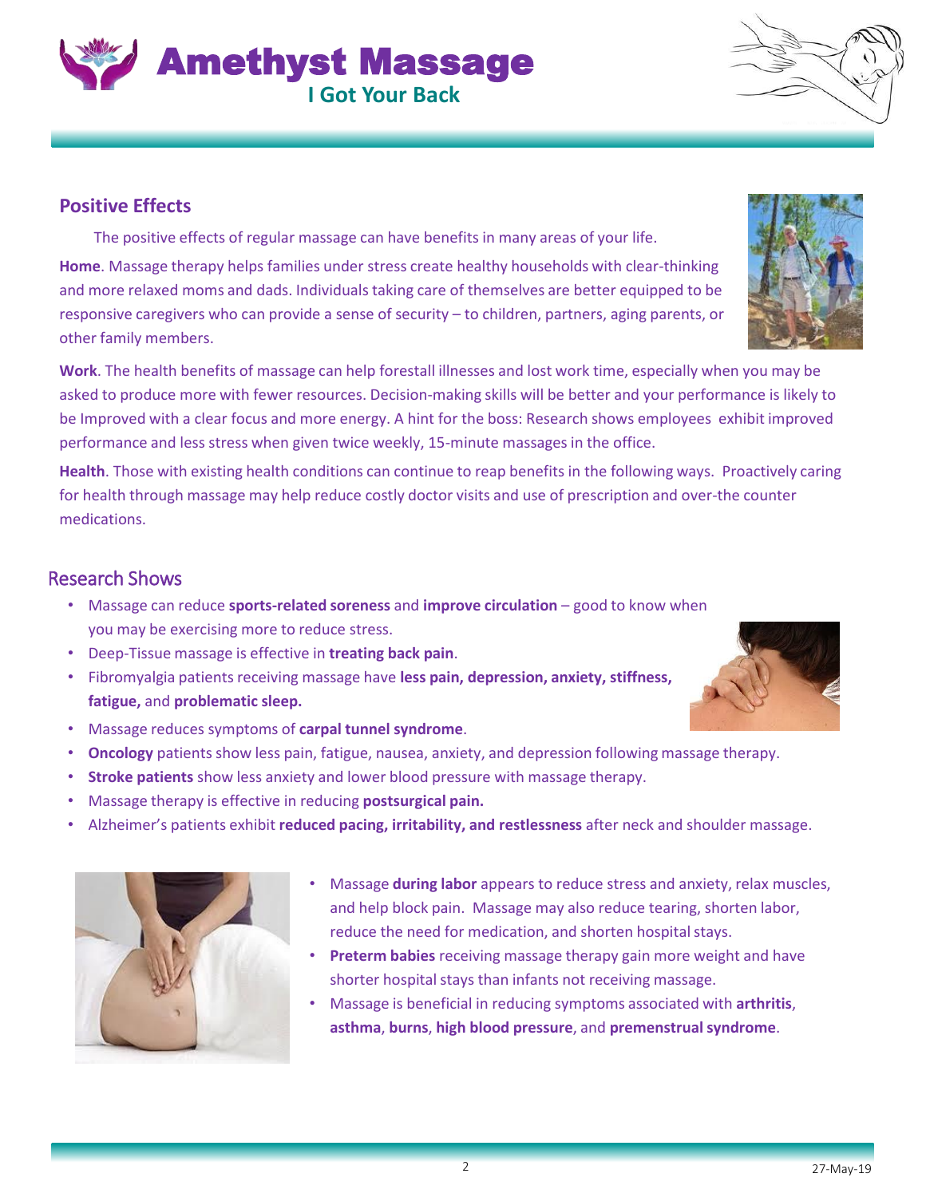# Amethyst Massage

**I Got Your Back**

## Positive Effects

The positive effects of regular massage can have benefits in many areas of your life.

**Home**. Massage therapy helps families under stress create healthy households with clear-thinking and more relaxed moms and dads. Individuals taking care of themselves are better equipped to be responsive caregivers who can provide a sense of security – to children, partners, aging parents, or other family members.

**Work**. The health benefits of massage can help forestall illnesses and lost work time, especially when you may be asked to produce more with fewer resources. Decision-making skills will be better and your performance is likely to be Improved with a clear focus and more energy. A hint for the boss: Research shows employees exhibit improved performance and less stress when given twice weekly, 15-minute massages in the office.

**Health**. Those with existing health conditions can continue to reap benefits in the following ways. Proactively caring for health through massage may help reduce costly doctor visits and use of prescription and over-the counter medications.

## Research Shows

- Massage can reduce **sports-related soreness** and **improve circulation** – good to know when you may be exercising more to reduce stress.
- Deep-Tissue massage is effective in **treating back pain**.
- Fibromyalgia patients receiving massage have **less pain, depression, anxiety, stiffness, fatigue,** and **problematic sleep.**
- Massage reduces symptoms of **carpal tunnel syndrome**.
- **Oncology** patients show less pain, fatigue, nausea, anxiety, and depression following massage therapy.
- **Stroke patients** show less anxiety and lower blood pressure with massage therapy.
- Massage therapy is effective in reducing **postsurgical pain.**
- Alzheimer's patients exhibit **reduced pacing, irritability, and restlessness** after neck and shoulder massage.
- Massage **during labor** appears to reduce stress and anxiety, relax muscles, and help block pain. Massage may also reduce tearing, shorten labor, reduce the need for medication, and shorten hospital stays.
- **Preterm babies** receiving massage therapy gain more weight and have shorter hospital stays than infants not receiving massage.
- Massage is beneficial in reducing symptoms associated with **arthritis**, **asthma**, **burns**, **high blood pressure**, and **premenstrual syndrome**.